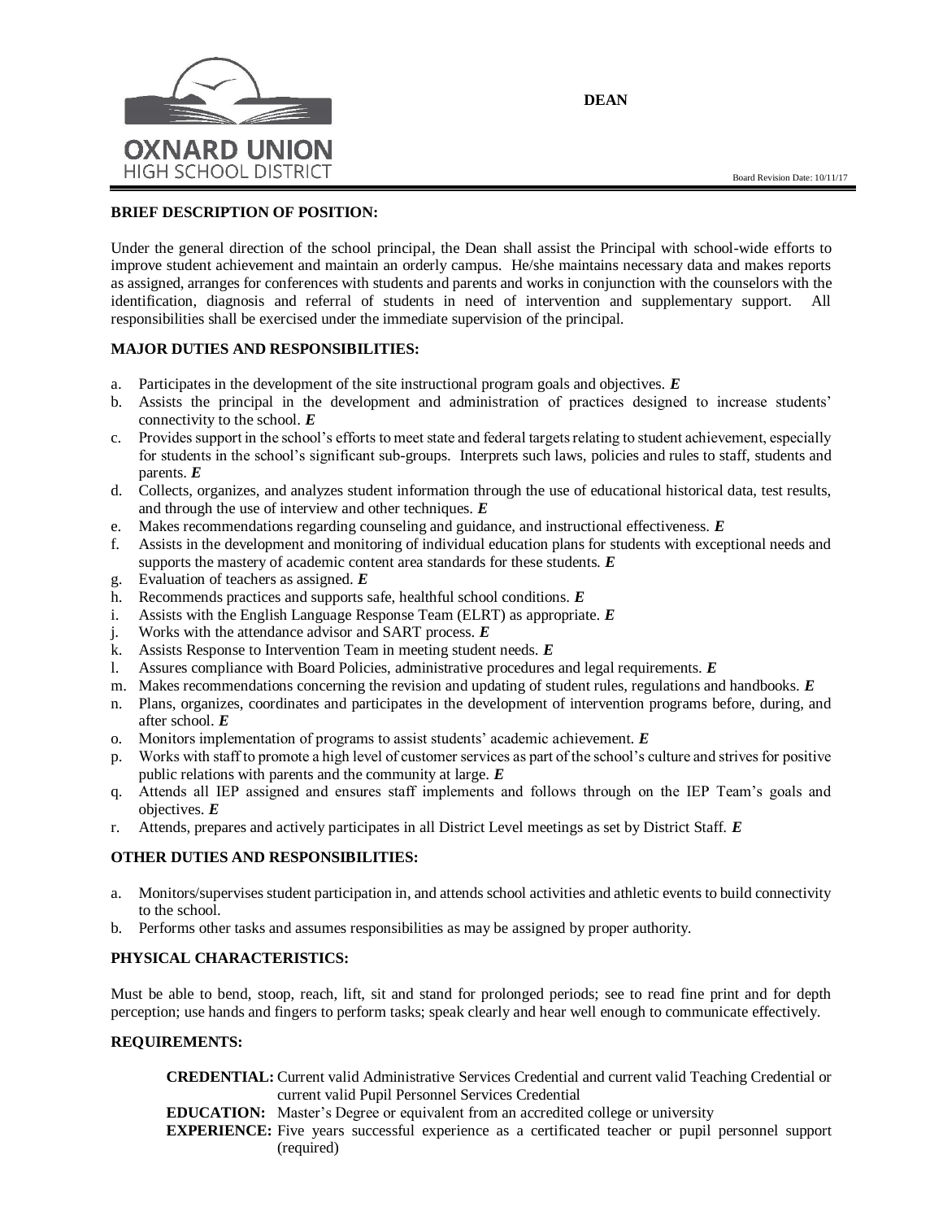OXNARD UNION HIGH SCHOOL DISTRICT

# DEAN

Board Revision Date: 10/11/17

## BRIEF DESCRIPTION OF POSITION:

Under the general direction of the school principal, the Dean shall assist the Principal with school-wide efforts to improve student achievement and maintain an orderly campus. He/she maintains necessary data and makes reports as assigned, arranges for conferences with students and parents and works in conjunction with the counselors with the identification, diagnosis and referral of students in need of intervention and supplementary support. All responsibilities shall be exercised under the immediate supervision of the principal.

## MAJOR DUTIES AND RESPONSIBILITIES:

a. Participates in the development of the site instructional program goals and objectives. ***E***
b. Assists the principal in the development and administration of practices designed to increase students' connectivity to the school. ***E***
c. Provides support in the school's efforts to meet state and federal targets relating to student achievement, especially for students in the school's significant sub-groups. Interprets such laws, policies and rules to staff, students and parents. ***E***
d. Collects, organizes, and analyzes student information through the use of educational historical data, test results, and through the use of interview and other techniques. ***E***
e. Makes recommendations regarding counseling and guidance, and instructional effectiveness. ***E***
f. Assists in the development and monitoring of individual education plans for students with exceptional needs and supports the mastery of academic content area standards for these students. ***E***
g. Evaluation of teachers as assigned. ***E***
h. Recommends practices and supports safe, healthful school conditions. ***E***
i. Assists with the English Language Response Team (ELRT) as appropriate. ***E***
j. Works with the attendance advisor and SART process. ***E***
k. Assists Response to Intervention Team in meeting student needs. ***E***
l. Assures compliance with Board Policies, administrative procedures and legal requirements. ***E***
m. Makes recommendations concerning the revision and updating of student rules, regulations and handbooks. ***E***
n. Plans, organizes, coordinates and participates in the development of intervention programs before, during, and after school. ***E***
o. Monitors implementation of programs to assist students' academic achievement. ***E***
p. Works with staff to promote a high level of customer services as part of the school's culture and strives for positive public relations with parents and the community at large. ***E***
q. Attends all IEP assigned and ensures staff implements and follows through on the IEP Team's goals and objectives. ***E***
r. Attends, prepares and actively participates in all District Level meetings as set by District Staff. ***E***

## OTHER DUTIES AND RESPONSIBILITIES:

a. Monitors/supervises student participation in, and attends school activities and athletic events to build connectivity to the school.
b. Performs other tasks and assumes responsibilities as may be assigned by proper authority.

## PHYSICAL CHARACTERISTICS:

Must be able to bend, stoop, reach, lift, sit and stand for prolonged periods; see to read fine print and for depth perception; use hands and fingers to perform tasks; speak clearly and hear well enough to communicate effectively.

## REQUIREMENTS:

**CREDENTIAL:** Current valid Administrative Services Credential and current valid Teaching Credential or current valid Pupil Personnel Services Credential

**EDUCATION:** Master's Degree or equivalent from an accredited college or university

**EXPERIENCE:** Five years successful experience as a certificated teacher or pupil personnel support (required)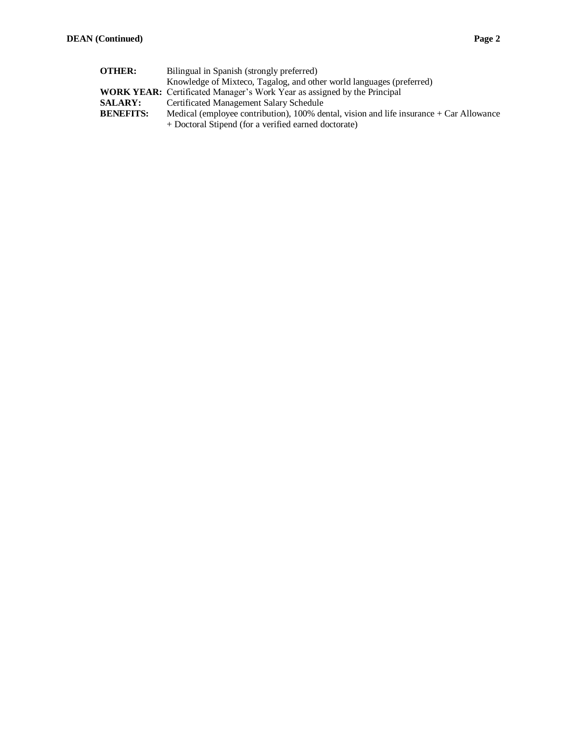**OTHER:** Bilingual in Spanish (strongly preferred)
Knowledge of Mixteco, Tagalog, and other world languages (preferred)

**WORK YEAR:** Certificated Manager's Work Year as assigned by the Principal

**SALARY:** Certificated Management Salary Schedule

**BENEFITS:** Medical (employee contribution), 100% dental, vision and life insurance + Car Allowance + Doctoral Stipend (for a verified earned doctorate)